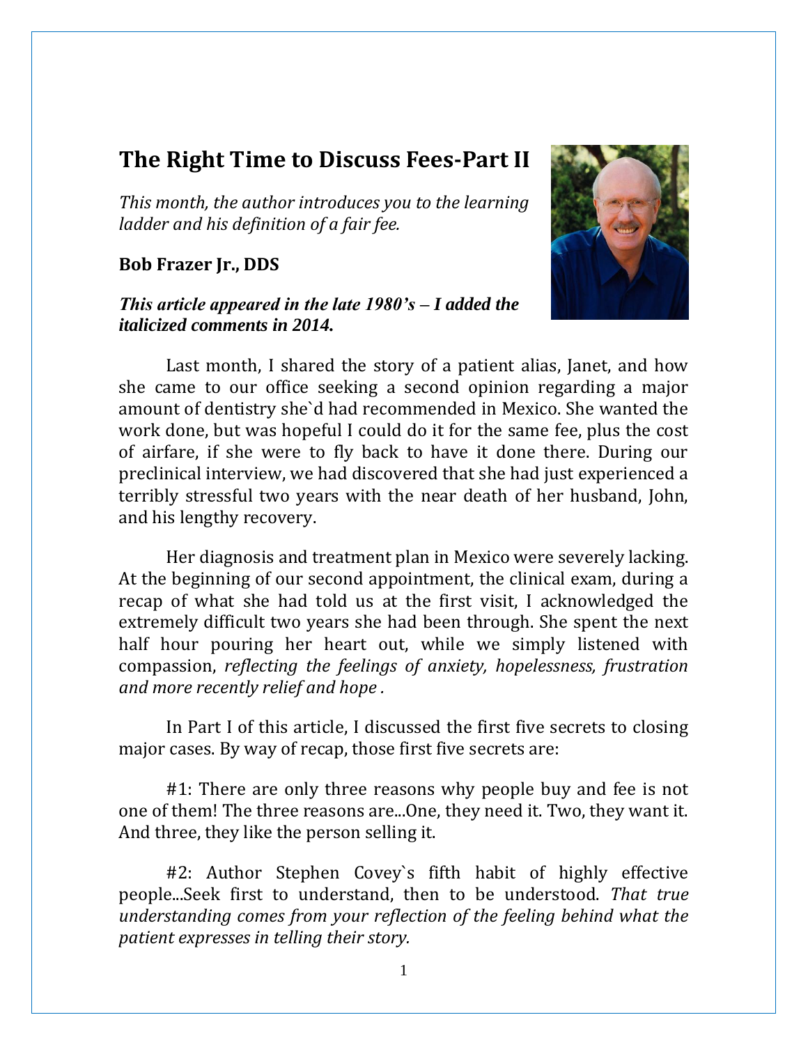# The Right Time to Discuss Fees-Part II

*This month, the author introduces you to the learning ladder and his definition of a fair fee.*

**Bob Frazer Jr., DDS**

***This article appeared in the late 1980's – I added the italicized comments in 2014.***

Last month, I shared the story of a patient alias, Janet, and how she came to our office seeking a second opinion regarding a major amount of dentistry she`d had recommended in Mexico. She wanted the work done, but was hopeful I could do it for the same fee, plus the cost of airfare, if she were to fly back to have it done there. During our preclinical interview, we had discovered that she had just experienced a terribly stressful two years with the near death of her husband, John, and his lengthy recovery.

Her diagnosis and treatment plan in Mexico were severely lacking. At the beginning of our second appointment, the clinical exam, during a recap of what she had told us at the first visit, I acknowledged the extremely difficult two years she had been through. She spent the next half hour pouring her heart out, while we simply listened with compassion, *reflecting the feelings of anxiety, hopelessness, frustration and more recently relief and hope .*

In Part I of this article, I discussed the first five secrets to closing major cases. By way of recap, those first five secrets are:

#1: There are only three reasons why people buy and fee is not one of them! The three reasons are...One, they need it. Two, they want it. And three, they like the person selling it.

#2: Author Stephen Covey`s fifth habit of highly effective people...Seek first to understand, then to be understood. *That true understanding comes from your reflection of the feeling behind what the patient expresses in telling their story.*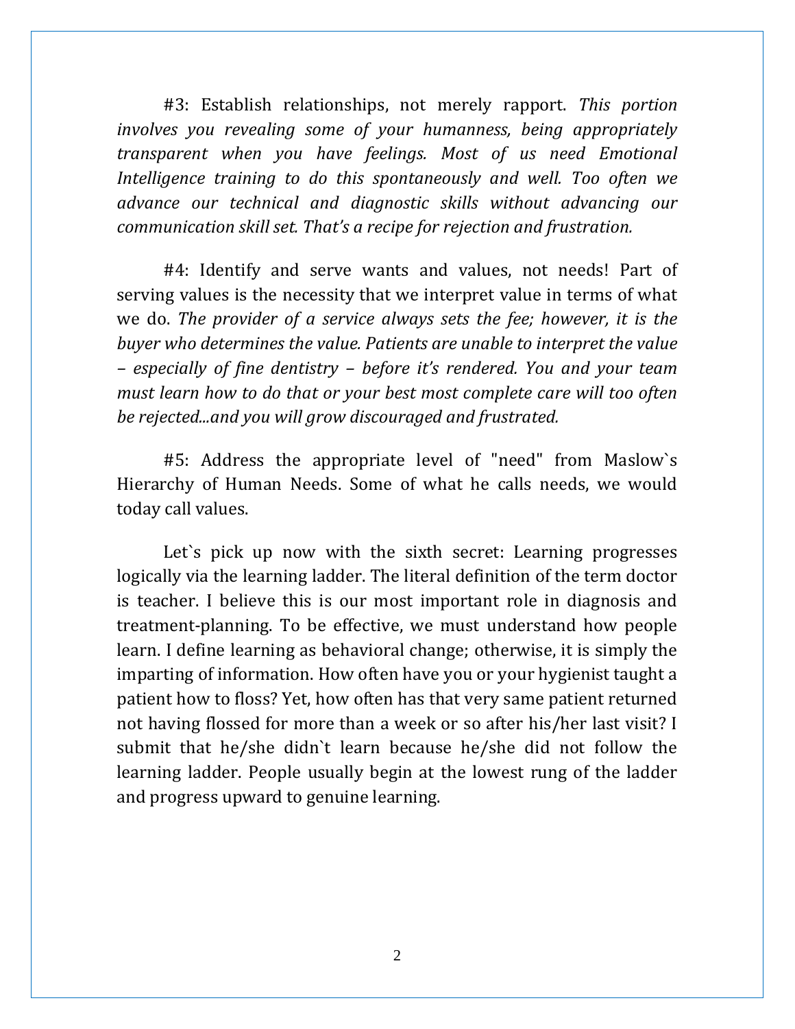#3: Establish relationships, not merely rapport. *This portion involves you revealing some of your humanness, being appropriately transparent when you have feelings. Most of us need Emotional Intelligence training to do this spontaneously and well. Too often we advance our technical and diagnostic skills without advancing our communication skill set. That's a recipe for rejection and frustration.*

#4: Identify and serve wants and values, not needs! Part of serving values is the necessity that we interpret value in terms of what we do. *The provider of a service always sets the fee; however, it is the buyer who determines the value. Patients are unable to interpret the value – especially of fine dentistry – before it's rendered. You and your team must learn how to do that or your best most complete care will too often be rejected...and you will grow discouraged and frustrated.*

#5: Address the appropriate level of "need" from Maslow`s Hierarchy of Human Needs. Some of what he calls needs, we would today call values.

Let`s pick up now with the sixth secret: Learning progresses logically via the learning ladder. The literal definition of the term doctor is teacher. I believe this is our most important role in diagnosis and treatment-planning. To be effective, we must understand how people learn. I define learning as behavioral change; otherwise, it is simply the imparting of information. How often have you or your hygienist taught a patient how to floss? Yet, how often has that very same patient returned not having flossed for more than a week or so after his/her last visit? I submit that he/she didn`t learn because he/she did not follow the learning ladder. People usually begin at the lowest rung of the ladder and progress upward to genuine learning.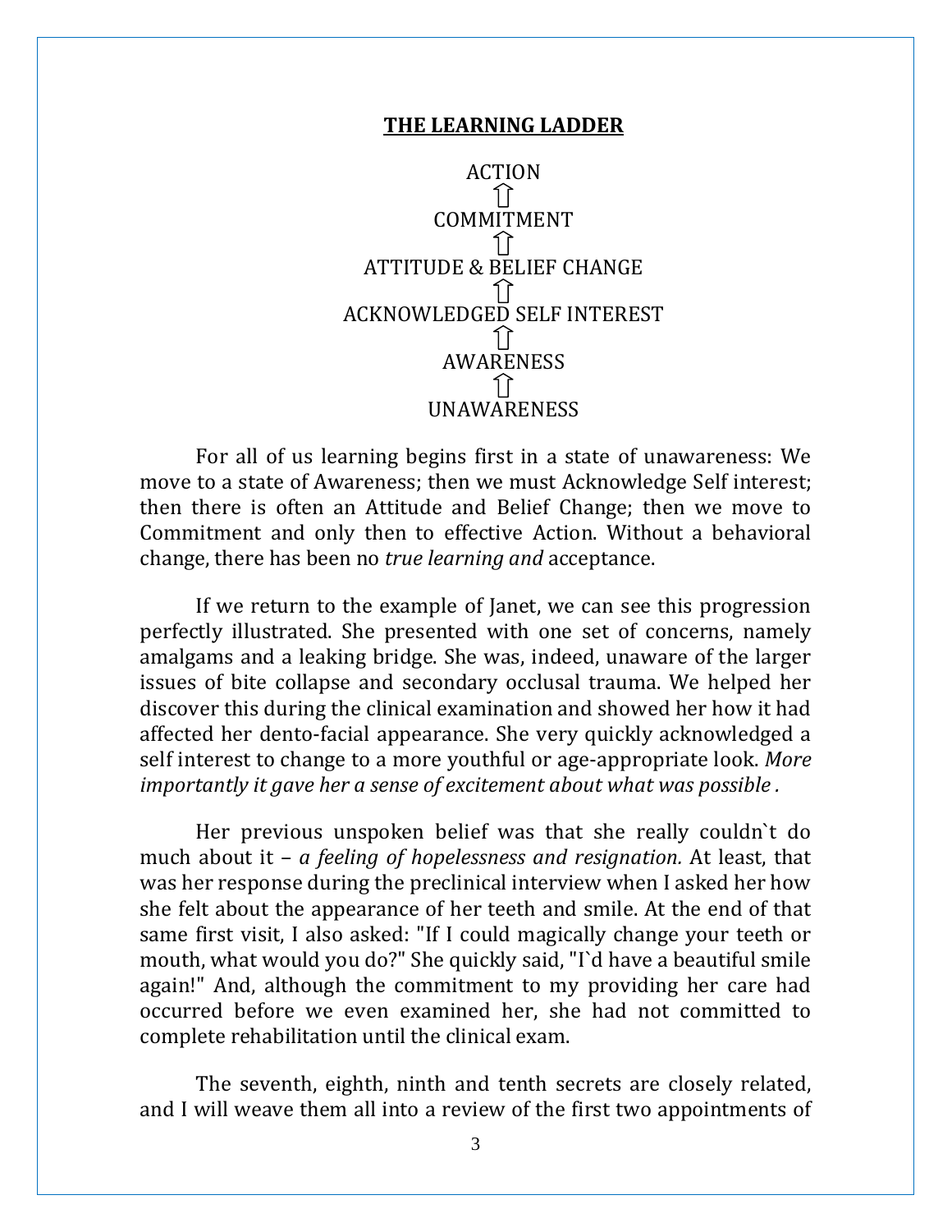**THE LEARNING LADDER**

ACTION
⇧
COMMITMENT
⇧
ATTITUDE & BELIEF CHANGE
⇧
ACKNOWLEDGED SELF INTEREST
⇧
AWARENESS
⇧
UNAWARENESS

For all of us learning begins first in a state of unawareness: We move to a state of Awareness; then we must Acknowledge Self interest; then there is often an Attitude and Belief Change; then we move to Commitment and only then to effective Action. Without a behavioral change, there has been no *true learning and* acceptance.

If we return to the example of Janet, we can see this progression perfectly illustrated. She presented with one set of concerns, namely amalgams and a leaking bridge. She was, indeed, unaware of the larger issues of bite collapse and secondary occlusal trauma. We helped her discover this during the clinical examination and showed her how it had affected her dento-facial appearance. She very quickly acknowledged a self interest to change to a more youthful or age-appropriate look. *More importantly it gave her a sense of excitement about what was possible .*

Her previous unspoken belief was that she really couldn`t do much about it – *a feeling of hopelessness and resignation.* At least, that was her response during the preclinical interview when I asked her how she felt about the appearance of her teeth and smile. At the end of that same first visit, I also asked: "If I could magically change your teeth or mouth, what would you do?" She quickly said, "I`d have a beautiful smile again!" And, although the commitment to my providing her care had occurred before we even examined her, she had not committed to complete rehabilitation until the clinical exam.

The seventh, eighth, ninth and tenth secrets are closely related, and I will weave them all into a review of the first two appointments of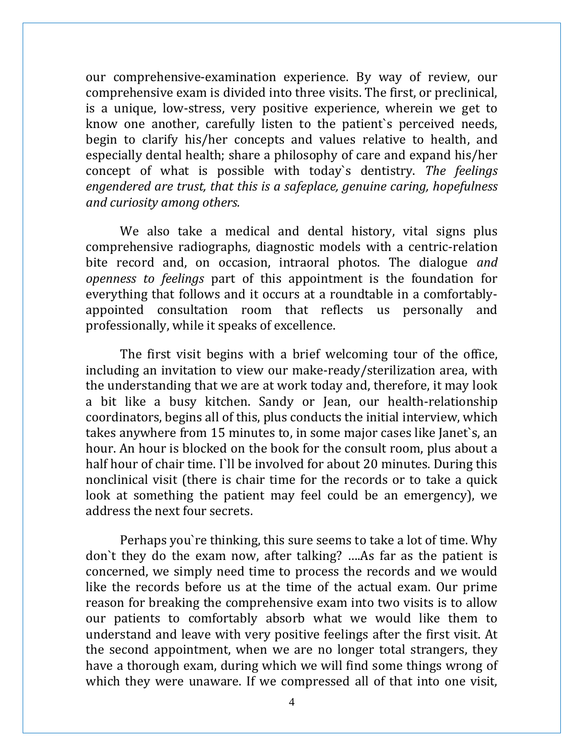our comprehensive-examination experience. By way of review, our comprehensive exam is divided into three visits. The first, or preclinical, is a unique, low-stress, very positive experience, wherein we get to know one another, carefully listen to the patient`s perceived needs, begin to clarify his/her concepts and values relative to health, and especially dental health; share a philosophy of care and expand his/her concept of what is possible with today`s dentistry. *The feelings engendered are trust, that this is a safeplace, genuine caring, hopefulness and curiosity among others.*

We also take a medical and dental history, vital signs plus comprehensive radiographs, diagnostic models with a centric-relation bite record and, on occasion, intraoral photos. The dialogue *and openness to feelings* part of this appointment is the foundation for everything that follows and it occurs at a roundtable in a comfortably-appointed consultation room that reflects us personally and professionally, while it speaks of excellence.

The first visit begins with a brief welcoming tour of the office, including an invitation to view our make-ready/sterilization area, with the understanding that we are at work today and, therefore, it may look a bit like a busy kitchen. Sandy or Jean, our health-relationship coordinators, begins all of this, plus conducts the initial interview, which takes anywhere from 15 minutes to, in some major cases like Janet`s, an hour. An hour is blocked on the book for the consult room, plus about a half hour of chair time. I`ll be involved for about 20 minutes. During this nonclinical visit (there is chair time for the records or to take a quick look at something the patient may feel could be an emergency), we address the next four secrets.

Perhaps you`re thinking, this sure seems to take a lot of time. Why don`t they do the exam now, after talking? ….As far as the patient is concerned, we simply need time to process the records and we would like the records before us at the time of the actual exam. Our prime reason for breaking the comprehensive exam into two visits is to allow our patients to comfortably absorb what we would like them to understand and leave with very positive feelings after the first visit. At the second appointment, when we are no longer total strangers, they have a thorough exam, during which we will find some things wrong of which they were unaware. If we compressed all of that into one visit,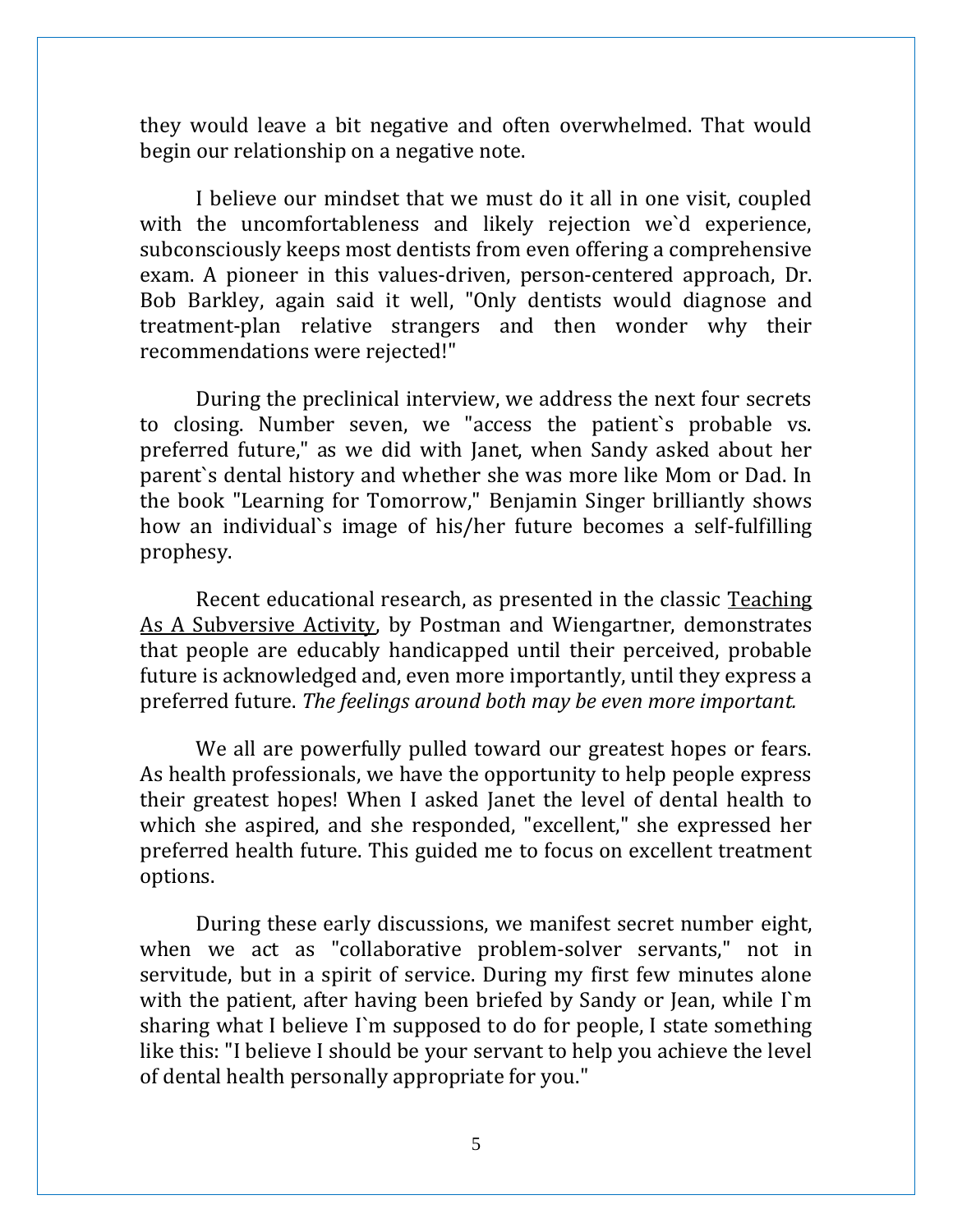they would leave a bit negative and often overwhelmed. That would begin our relationship on a negative note.

I believe our mindset that we must do it all in one visit, coupled with the uncomfortableness and likely rejection we`d experience, subconsciously keeps most dentists from even offering a comprehensive exam. A pioneer in this values-driven, person-centered approach, Dr. Bob Barkley, again said it well, "Only dentists would diagnose and treatment-plan relative strangers and then wonder why their recommendations were rejected!"

During the preclinical interview, we address the next four secrets to closing. Number seven, we "access the patient`s probable vs. preferred future," as we did with Janet, when Sandy asked about her parent`s dental history and whether she was more like Mom or Dad. In the book "Learning for Tomorrow," Benjamin Singer brilliantly shows how an individual`s image of his/her future becomes a self-fulfilling prophesy.

Recent educational research, as presented in the classic <u>Teaching As A Subversive Activity</u>, by Postman and Wiengartner, demonstrates that people are educably handicapped until their perceived, probable future is acknowledged and, even more importantly, until they express a preferred future. *The feelings around both may be even more important.*

We all are powerfully pulled toward our greatest hopes or fears. As health professionals, we have the opportunity to help people express their greatest hopes! When I asked Janet the level of dental health to which she aspired, and she responded, "excellent," she expressed her preferred health future. This guided me to focus on excellent treatment options.

During these early discussions, we manifest secret number eight, when we act as "collaborative problem-solver servants," not in servitude, but in a spirit of service. During my first few minutes alone with the patient, after having been briefed by Sandy or Jean, while I`m sharing what I believe I`m supposed to do for people, I state something like this: "I believe I should be your servant to help you achieve the level of dental health personally appropriate for you."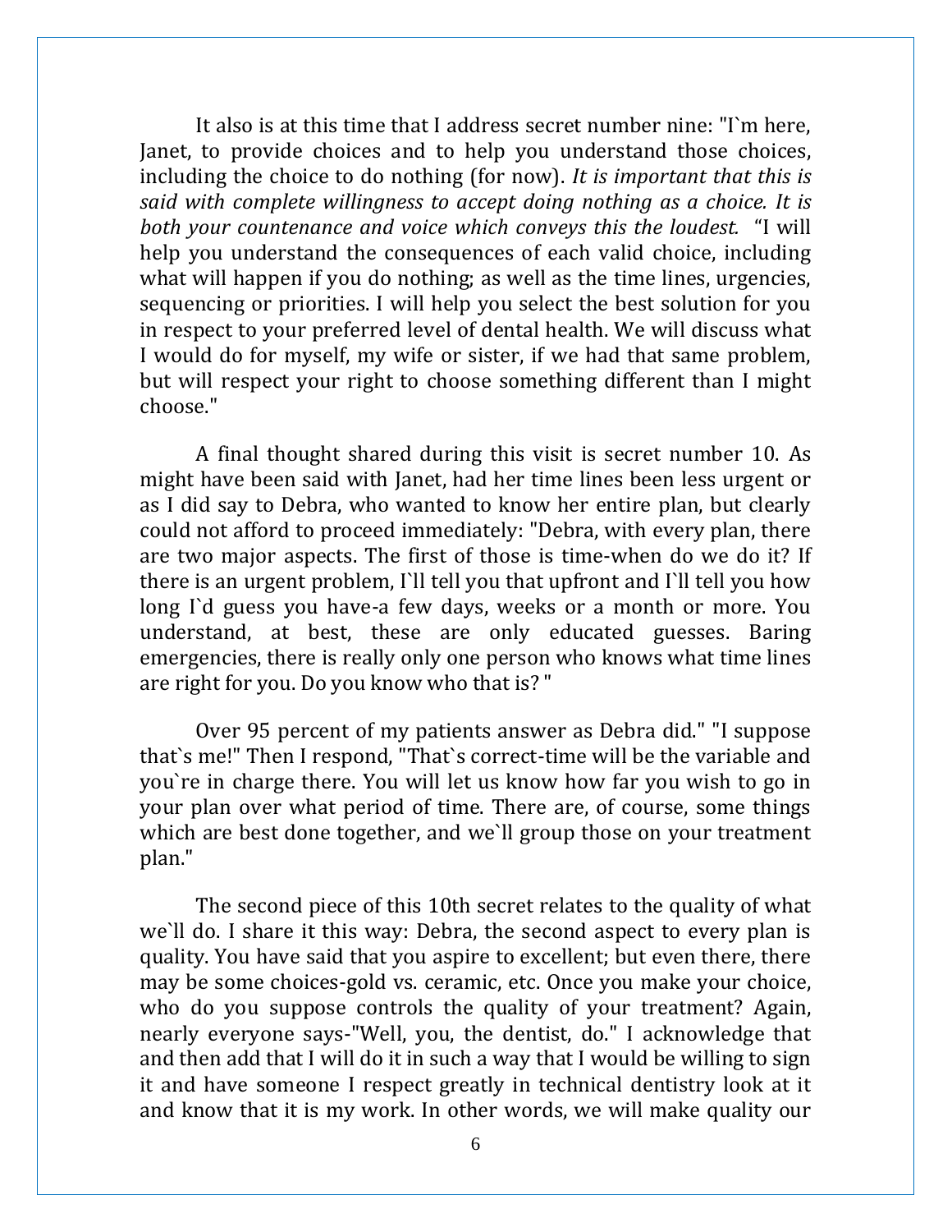It also is at this time that I address secret number nine: "I`m here, Janet, to provide choices and to help you understand those choices, including the choice to do nothing (for now). *It is important that this is said with complete willingness to accept doing nothing as a choice. It is both your countenance and voice which conveys this the loudest.* "I will help you understand the consequences of each valid choice, including what will happen if you do nothing; as well as the time lines, urgencies, sequencing or priorities. I will help you select the best solution for you in respect to your preferred level of dental health. We will discuss what I would do for myself, my wife or sister, if we had that same problem, but will respect your right to choose something different than I might choose."

A final thought shared during this visit is secret number 10. As might have been said with Janet, had her time lines been less urgent or as I did say to Debra, who wanted to know her entire plan, but clearly could not afford to proceed immediately: "Debra, with every plan, there are two major aspects. The first of those is time-when do we do it? If there is an urgent problem, I`ll tell you that upfront and I`ll tell you how long I`d guess you have-a few days, weeks or a month or more. You understand, at best, these are only educated guesses. Baring emergencies, there is really only one person who knows what time lines are right for you. Do you know who that is? "

Over 95 percent of my patients answer as Debra did." "I suppose that`s me!" Then I respond, "That`s correct-time will be the variable and you`re in charge there. You will let us know how far you wish to go in your plan over what period of time. There are, of course, some things which are best done together, and we`ll group those on your treatment plan."

The second piece of this 10th secret relates to the quality of what we`ll do. I share it this way: Debra, the second aspect to every plan is quality. You have said that you aspire to excellent; but even there, there may be some choices-gold vs. ceramic, etc. Once you make your choice, who do you suppose controls the quality of your treatment? Again, nearly everyone says-"Well, you, the dentist, do." I acknowledge that and then add that I will do it in such a way that I would be willing to sign it and have someone I respect greatly in technical dentistry look at it and know that it is my work. In other words, we will make quality our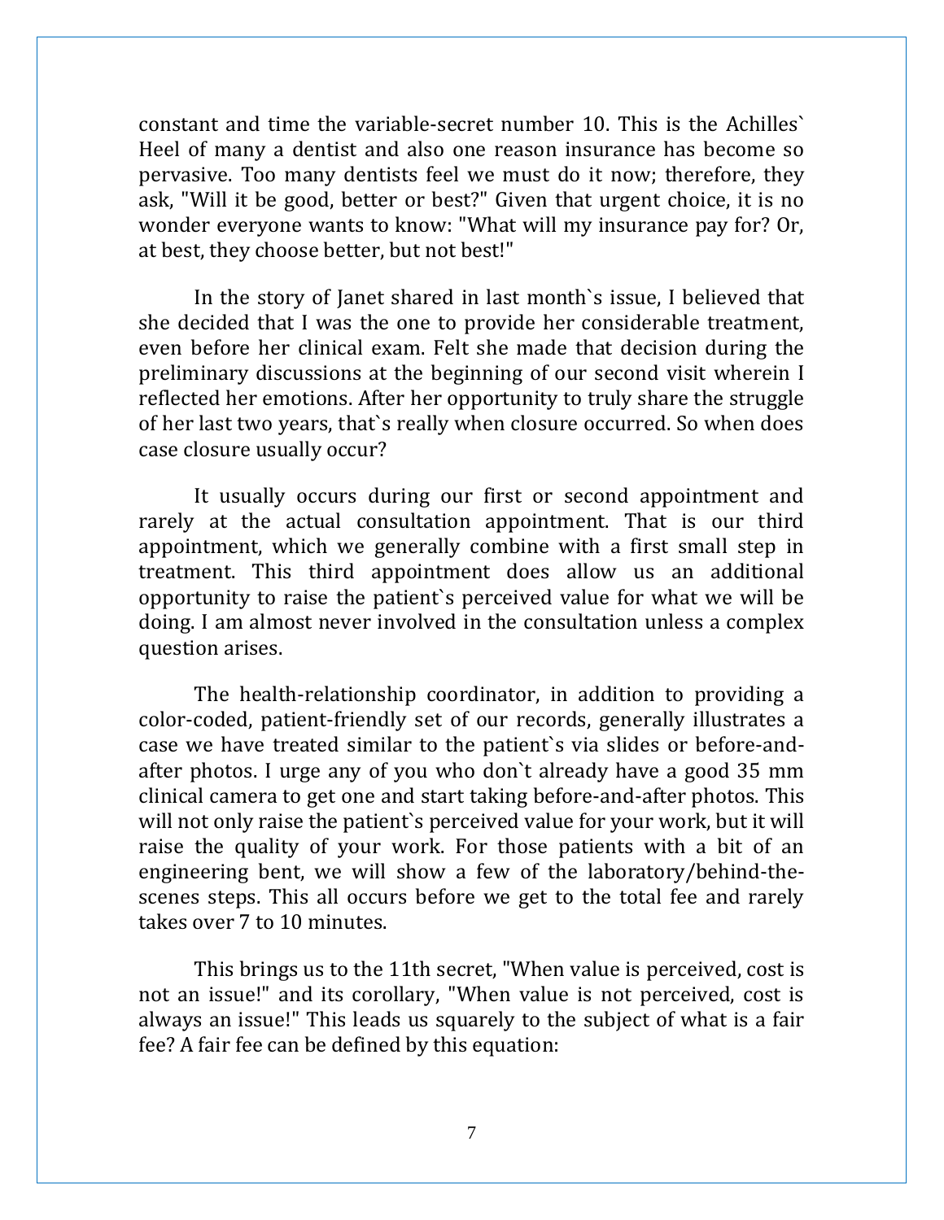constant and time the variable-secret number 10. This is the Achilles` Heel of many a dentist and also one reason insurance has become so pervasive. Too many dentists feel we must do it now; therefore, they ask, "Will it be good, better or best?" Given that urgent choice, it is no wonder everyone wants to know: "What will my insurance pay for? Or, at best, they choose better, but not best!"

In the story of Janet shared in last month`s issue, I believed that she decided that I was the one to provide her considerable treatment, even before her clinical exam. Felt she made that decision during the preliminary discussions at the beginning of our second visit wherein I reflected her emotions. After her opportunity to truly share the struggle of her last two years, that`s really when closure occurred. So when does case closure usually occur?

It usually occurs during our first or second appointment and rarely at the actual consultation appointment. That is our third appointment, which we generally combine with a first small step in treatment. This third appointment does allow us an additional opportunity to raise the patient`s perceived value for what we will be doing. I am almost never involved in the consultation unless a complex question arises.

The health-relationship coordinator, in addition to providing a color-coded, patient-friendly set of our records, generally illustrates a case we have treated similar to the patient`s via slides or before-and-after photos. I urge any of you who don`t already have a good 35 mm clinical camera to get one and start taking before-and-after photos. This will not only raise the patient`s perceived value for your work, but it will raise the quality of your work. For those patients with a bit of an engineering bent, we will show a few of the laboratory/behind-the-scenes steps. This all occurs before we get to the total fee and rarely takes over 7 to 10 minutes.

This brings us to the 11th secret, "When value is perceived, cost is not an issue!" and its corollary, "When value is not perceived, cost is always an issue!" This leads us squarely to the subject of what is a fair fee? A fair fee can be defined by this equation: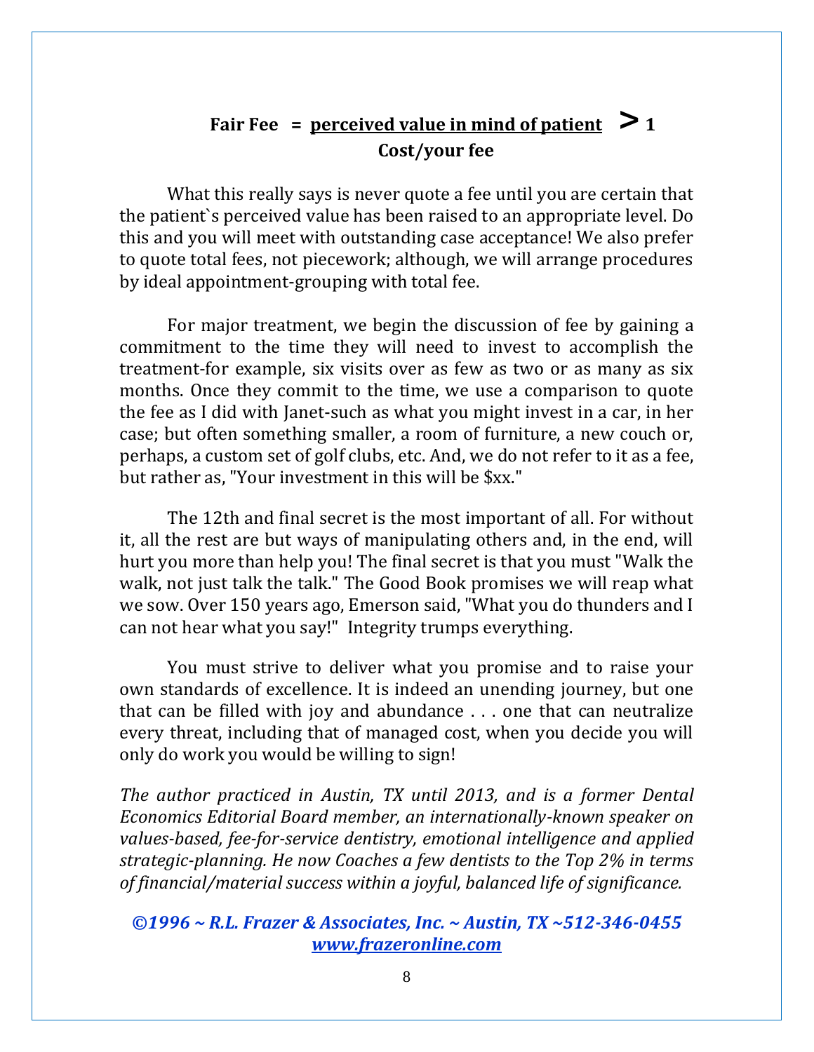$$\textbf{Fair Fee} = \frac{\underline{\textbf{perceived value in mind of patient}}}{\textbf{Cost/your fee}} > \textbf{1}$$

What this really says is never quote a fee until you are certain that the patient`s perceived value has been raised to an appropriate level. Do this and you will meet with outstanding case acceptance! We also prefer to quote total fees, not piecework; although, we will arrange procedures by ideal appointment-grouping with total fee.

For major treatment, we begin the discussion of fee by gaining a commitment to the time they will need to invest to accomplish the treatment-for example, six visits over as few as two or as many as six months. Once they commit to the time, we use a comparison to quote the fee as I did with Janet-such as what you might invest in a car, in her case; but often something smaller, a room of furniture, a new couch or, perhaps, a custom set of golf clubs, etc. And, we do not refer to it as a fee, but rather as, "Your investment in this will be $xx."

The 12th and final secret is the most important of all. For without it, all the rest are but ways of manipulating others and, in the end, will hurt you more than help you! The final secret is that you must "Walk the walk, not just talk the talk." The Good Book promises we will reap what we sow. Over 150 years ago, Emerson said, "What you do thunders and I can not hear what you say!" Integrity trumps everything.

You must strive to deliver what you promise and to raise your own standards of excellence. It is indeed an unending journey, but one that can be filled with joy and abundance . . . one that can neutralize every threat, including that of managed cost, when you decide you will only do work you would be willing to sign!

*The author practiced in Austin, TX until 2013, and is a former Dental Economics Editorial Board member, an internationally-known speaker on values-based, fee-for-service dentistry, emotional intelligence and applied strategic-planning. He now Coaches a few dentists to the Top 2% in terms of financial/material success within a joyful, balanced life of significance.*

***©1996 ~ R.L. Frazer & Associates, Inc. ~ Austin, TX ~512-346-0455***
***www.frazeronline.com***